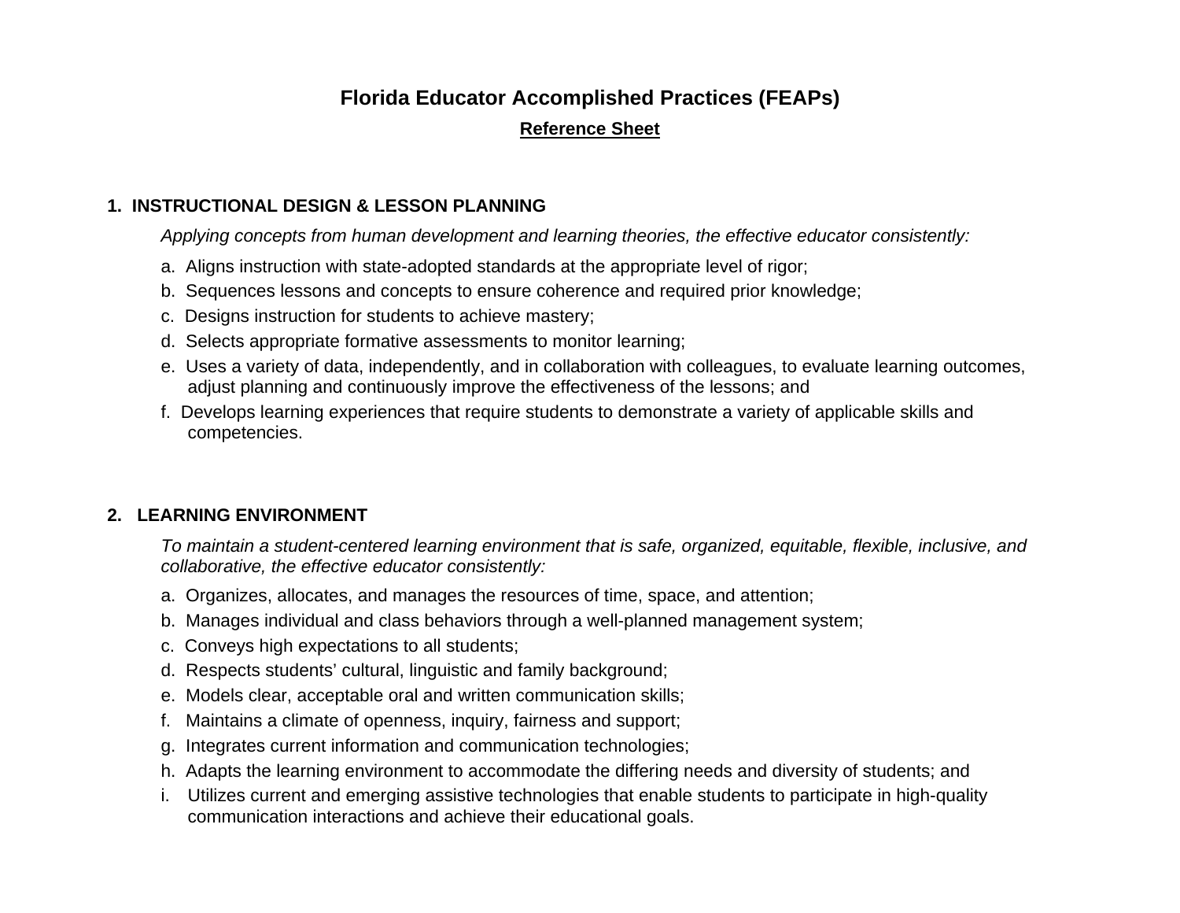# Florida Educator Accomplished Practices (FEAPs)

**Reference Sheet**

## 1. INSTRUCTIONAL DESIGN & LESSON PLANNING

*Applying concepts from human development and learning theories, the effective educator consistently:*

a. Aligns instruction with state-adopted standards at the appropriate level of rigor;

b. Sequences lessons and concepts to ensure coherence and required prior knowledge;

c. Designs instruction for students to achieve mastery;

d. Selects appropriate formative assessments to monitor learning;

e. Uses a variety of data, independently, and in collaboration with colleagues, to evaluate learning outcomes, adjust planning and continuously improve the effectiveness of the lessons; and

f. Develops learning experiences that require students to demonstrate a variety of applicable skills and competencies.

## 2. LEARNING ENVIRONMENT

*To maintain a student-centered learning environment that is safe, organized, equitable, flexible, inclusive, and collaborative, the effective educator consistently:*

a. Organizes, allocates, and manages the resources of time, space, and attention;

b. Manages individual and class behaviors through a well-planned management system;

c. Conveys high expectations to all students;

d. Respects students' cultural, linguistic and family background;

e. Models clear, acceptable oral and written communication skills;

f. Maintains a climate of openness, inquiry, fairness and support;

g. Integrates current information and communication technologies;

h. Adapts the learning environment to accommodate the differing needs and diversity of students; and

i. Utilizes current and emerging assistive technologies that enable students to participate in high-quality communication interactions and achieve their educational goals.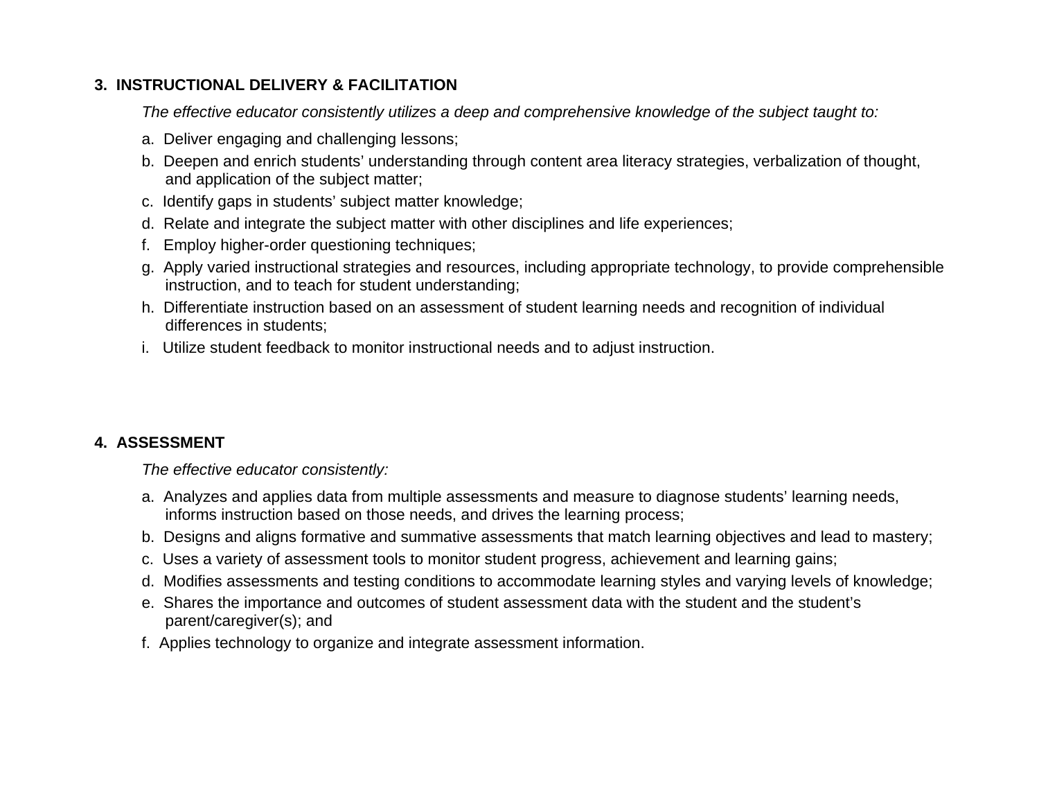**3. INSTRUCTIONAL DELIVERY & FACILITATION**

*The effective educator consistently utilizes a deep and comprehensive knowledge of the subject taught to:*

a. Deliver engaging and challenging lessons;

b. Deepen and enrich students' understanding through content area literacy strategies, verbalization of thought, and application of the subject matter;

c. Identify gaps in students' subject matter knowledge;

d. Relate and integrate the subject matter with other disciplines and life experiences;

f. Employ higher-order questioning techniques;

g. Apply varied instructional strategies and resources, including appropriate technology, to provide comprehensible instruction, and to teach for student understanding;

h. Differentiate instruction based on an assessment of student learning needs and recognition of individual differences in students;

i. Utilize student feedback to monitor instructional needs and to adjust instruction.

**4. ASSESSMENT**

*The effective educator consistently:*

a. Analyzes and applies data from multiple assessments and measure to diagnose students' learning needs, informs instruction based on those needs, and drives the learning process;

b. Designs and aligns formative and summative assessments that match learning objectives and lead to mastery;

c. Uses a variety of assessment tools to monitor student progress, achievement and learning gains;

d. Modifies assessments and testing conditions to accommodate learning styles and varying levels of knowledge;

e. Shares the importance and outcomes of student assessment data with the student and the student's parent/caregiver(s); and

f. Applies technology to organize and integrate assessment information.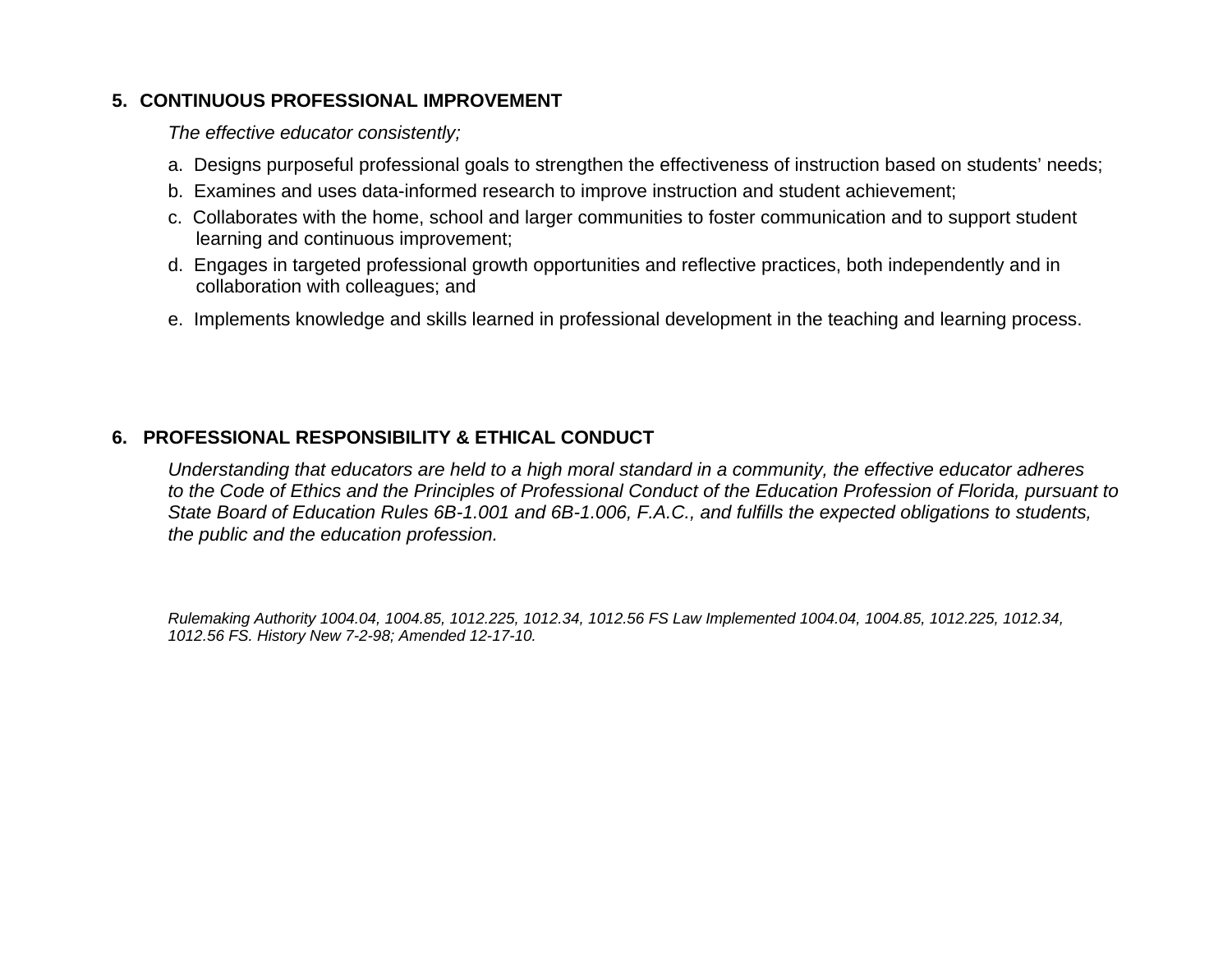## 5. CONTINUOUS PROFESSIONAL IMPROVEMENT

*The effective educator consistently;*

a. Designs purposeful professional goals to strengthen the effectiveness of instruction based on students' needs;

b. Examines and uses data-informed research to improve instruction and student achievement;

c. Collaborates with the home, school and larger communities to foster communication and to support student learning and continuous improvement;

d. Engages in targeted professional growth opportunities and reflective practices, both independently and in collaboration with colleagues; and

e. Implements knowledge and skills learned in professional development in the teaching and learning process.

## 6. PROFESSIONAL RESPONSIBILITY & ETHICAL CONDUCT

*Understanding that educators are held to a high moral standard in a community, the effective educator adheres to the Code of Ethics and the Principles of Professional Conduct of the Education Profession of Florida, pursuant to State Board of Education Rules 6B-1.001 and 6B-1.006, F.A.C., and fulfills the expected obligations to students, the public and the education profession.*

*Rulemaking Authority 1004.04, 1004.85, 1012.225, 1012.34, 1012.56 FS Law Implemented 1004.04, 1004.85, 1012.225, 1012.34, 1012.56 FS. History New 7-2-98; Amended 12-17-10.*